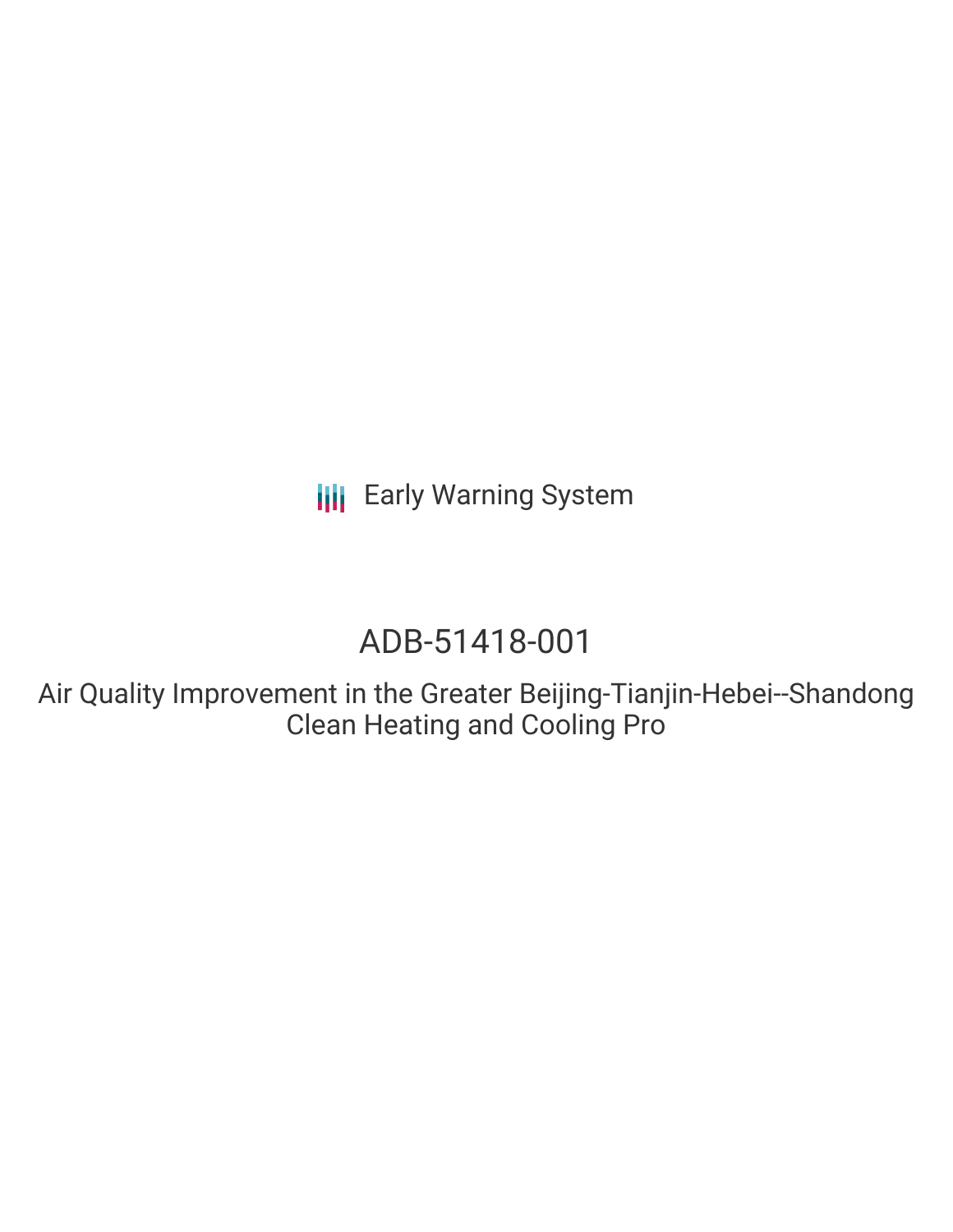Early Warning System

# ADB-51418-001

## Air Quality Improvement in the Greater Beijing-Tianjin-Hebei--Shandong Clean Heating and Cooling Pro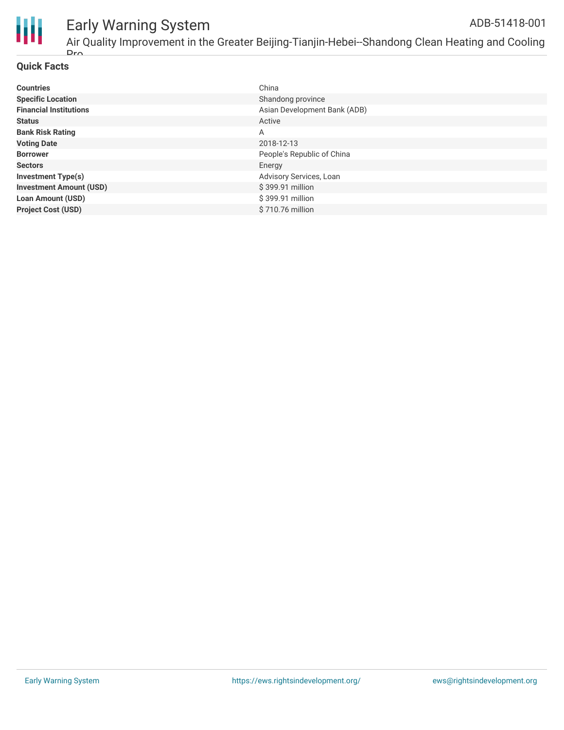## Quick Facts

| | |
|---|---|
| **Countries** | China |
| **Specific Location** | Shandong province |
| **Financial Institutions** | Asian Development Bank (ADB) |
| **Status** | Active |
| **Bank Risk Rating** | A |
| **Voting Date** | 2018-12-13 |
| **Borrower** | People's Republic of China |
| **Sectors** | Energy |
| **Investment Type(s)** | Advisory Services, Loan |
| **Investment Amount (USD)** | $ 399.91 million |
| **Loan Amount (USD)** | $ 399.91 million |
| **Project Cost (USD)** | $ 710.76 million |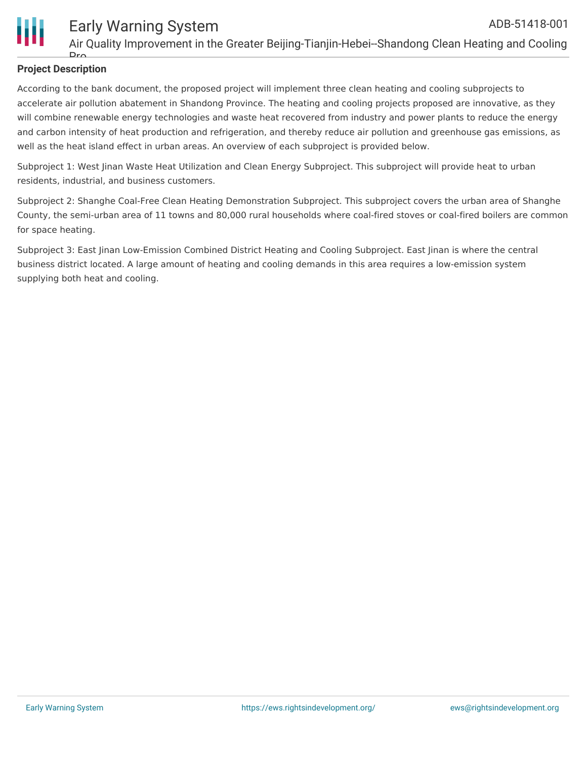**Project Description**

According to the bank document, the proposed project will implement three clean heating and cooling subprojects to accelerate air pollution abatement in Shandong Province. The heating and cooling projects proposed are innovative, as they will combine renewable energy technologies and waste heat recovered from industry and power plants to reduce the energy and carbon intensity of heat production and refrigeration, and thereby reduce air pollution and greenhouse gas emissions, as well as the heat island effect in urban areas. An overview of each subproject is provided below.

Subproject 1: West Jinan Waste Heat Utilization and Clean Energy Subproject. This subproject will provide heat to urban residents, industrial, and business customers.

Subproject 2: Shanghe Coal-Free Clean Heating Demonstration Subproject. This subproject covers the urban area of Shanghe County, the semi-urban area of 11 towns and 80,000 rural households where coal-fired stoves or coal-fired boilers are common for space heating.

Subproject 3: East Jinan Low-Emission Combined District Heating and Cooling Subproject. East Jinan is where the central business district located. A large amount of heating and cooling demands in this area requires a low-emission system supplying both heat and cooling.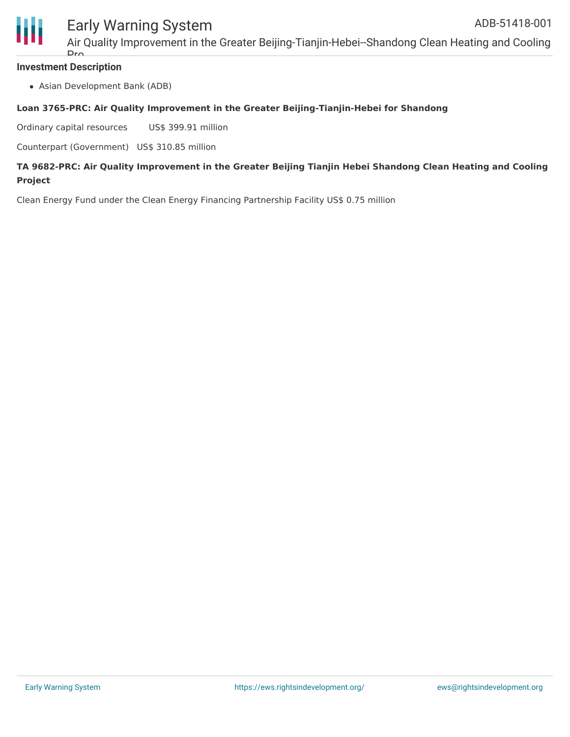## Investment Description

- Asian Development Bank (ADB)

**Loan 3765-PRC: Air Quality Improvement in the Greater Beijing-Tianjin-Hebei for Shandong**

Ordinary capital resources US$ 399.91 million

Counterpart (Government) US$ 310.85 million

**TA 9682-PRC: Air Quality Improvement in the Greater Beijing Tianjin Hebei Shandong Clean Heating and Cooling Project**

Clean Energy Fund under the Clean Energy Financing Partnership Facility US$ 0.75 million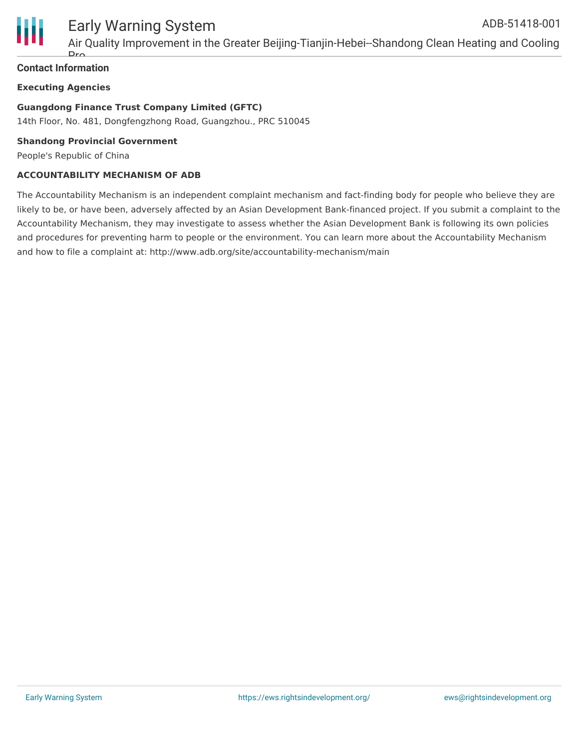## Contact Information

### Executing Agencies

**Guangdong Finance Trust Company Limited (GFTC)**
14th Floor, No. 481, Dongfengzhong Road, Guangzhou., PRC 510045

**Shandong Provincial Government**
People's Republic of China

### ACCOUNTABILITY MECHANISM OF ADB

The Accountability Mechanism is an independent complaint mechanism and fact-finding body for people who believe they are likely to be, or have been, adversely affected by an Asian Development Bank-financed project. If you submit a complaint to the Accountability Mechanism, they may investigate to assess whether the Asian Development Bank is following its own policies and procedures for preventing harm to people or the environment. You can learn more about the Accountability Mechanism and how to file a complaint at: http://www.adb.org/site/accountability-mechanism/main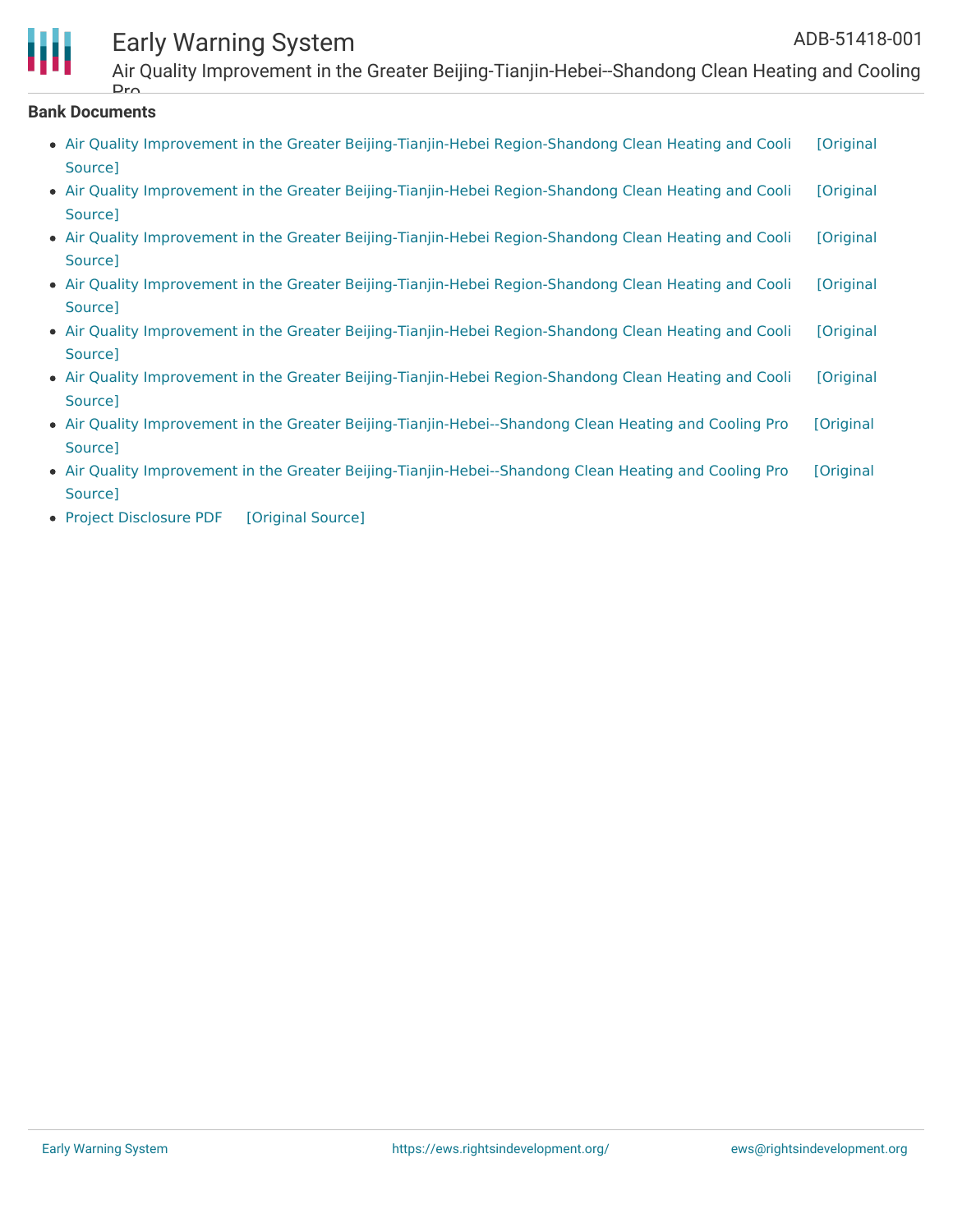## Bank Documents

- Air Quality Improvement in the Greater Beijing-Tianjin-Hebei Region-Shandong Clean Heating and Cooli [Original Source]
- Air Quality Improvement in the Greater Beijing-Tianjin-Hebei Region-Shandong Clean Heating and Cooli [Original Source]
- Air Quality Improvement in the Greater Beijing-Tianjin-Hebei Region-Shandong Clean Heating and Cooli [Original Source]
- Air Quality Improvement in the Greater Beijing-Tianjin-Hebei Region-Shandong Clean Heating and Cooli [Original Source]
- Air Quality Improvement in the Greater Beijing-Tianjin-Hebei Region-Shandong Clean Heating and Cooli [Original Source]
- Air Quality Improvement in the Greater Beijing-Tianjin-Hebei Region-Shandong Clean Heating and Cooli [Original Source]
- Air Quality Improvement in the Greater Beijing-Tianjin-Hebei--Shandong Clean Heating and Cooling Pro [Original Source]
- Air Quality Improvement in the Greater Beijing-Tianjin-Hebei--Shandong Clean Heating and Cooling Pro [Original Source]
- Project Disclosure PDF [Original Source]